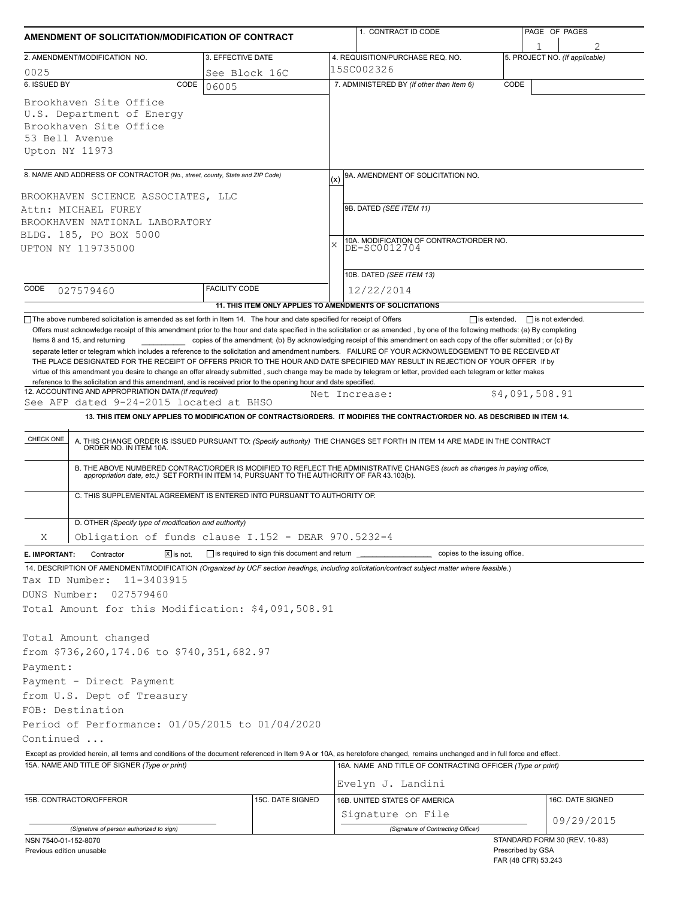# AMENDMENT OF SOLICITATION/MODIFICATION OF CONTRACT

| 1. CONTRACT ID CODE | PAGE OF PAGES |
|---|---|
| | 1 of 2 |

| 2. AMENDMENT/MODIFICATION NO. | 3. EFFECTIVE DATE | 4. REQUISITION/PURCHASE REQ. NO. | 5. PROJECT NO. (If applicable) |
|---|---|---|---|
| 0025 | See Block 16C | 15SC002326 | |

**6. ISSUED BY** CODE 06005

Brookhaven Site Office
U.S. Department of Energy
Brookhaven Site Office
53 Bell Avenue
Upton NY 11973

**7. ADMINISTERED BY** (If other than Item 6) CODE

**8. NAME AND ADDRESS OF CONTRACTOR** (No., street, county, State and ZIP Code)

BROOKHAVEN SCIENCE ASSOCIATES, LLC
Attn: MICHAEL FUREY
BROOKHAVEN NATIONAL LABORATORY
BLDG. 185, PO BOX 5000
UPTON NY 119735000

CODE 027579460 FACILITY CODE

(x) 9A. AMENDMENT OF SOLICITATION NO.

9B. DATED (SEE ITEM 11)

X 10A. MODIFICATION OF CONTRACT/ORDER NO.
DE-SC0012704

10B. DATED (SEE ITEM 13)
12/22/2014

**11. THIS ITEM ONLY APPLIES TO AMENDMENTS OF SOLICITATIONS**

☐ The above numbered solicitation is amended as set forth in Item 14. The hour and date specified for receipt of Offers ☐ is extended, ☐ is not extended.

Offers must acknowledge receipt of this amendment prior to the hour and date specified in the solicitation or as amended , by one of the following methods: (a) By completing Items 8 and 15, and returning ______ copies of the amendment; (b) By acknowledging receipt of this amendment on each copy of the offer submitted ; or (c) By separate letter or telegram which includes a reference to the solicitation and amendment numbers. FAILURE OF YOUR ACKNOWLEDGEMENT TO BE RECEIVED AT THE PLACE DESIGNATED FOR THE RECEIPT OF OFFERS PRIOR TO THE HOUR AND DATE SPECIFIED MAY RESULT IN REJECTION OF YOUR OFFER If by virtue of this amendment you desire to change an offer already submitted , such change may be made by telegram or letter, provided each telegram or letter makes reference to the solicitation and this amendment, and is received prior to the opening hour and date specified.

**12. ACCOUNTING AND APPROPRIATION DATA** (If required)
See AFP dated 9-24-2015 located at BHSO Net Increase: $4,091,508.91

**13. THIS ITEM ONLY APPLIES TO MODIFICATION OF CONTRACTS/ORDERS. IT MODIFIES THE CONTRACT/ORDER NO. AS DESCRIBED IN ITEM 14.**

| CHECK ONE | |
|---|---|
| | A. THIS CHANGE ORDER IS ISSUED PURSUANT TO: (Specify authority) THE CHANGES SET FORTH IN ITEM 14 ARE MADE IN THE CONTRACT ORDER NO. IN ITEM 10A. |
| | B. THE ABOVE NUMBERED CONTRACT/ORDER IS MODIFIED TO REFLECT THE ADMINISTRATIVE CHANGES (such as changes in paying office, appropriation date, etc.) SET FORTH IN ITEM 14, PURSUANT TO THE AUTHORITY OF FAR 43.103(b). |
| | C. THIS SUPPLEMENTAL AGREEMENT IS ENTERED INTO PURSUANT TO AUTHORITY OF: |
| X | D. OTHER (Specify type of modification and authority) Obligation of funds clause I.152 - DEAR 970.5232-4 |

**E. IMPORTANT:** Contractor ☒ is not, ☐ is required to sign this document and return ______ copies to the issuing office.

**14. DESCRIPTION OF AMENDMENT/MODIFICATION** (Organized by UCF section headings, including solicitation/contract subject matter where feasible.)

Tax ID Number: 11-3403915
DUNS Number: 027579460
Total Amount for this Modification: $4,091,508.91

Total Amount changed
from $736,260,174.06 to $740,351,682.97
Payment:
Payment - Direct Payment
from U.S. Dept of Treasury
FOB: Destination
Period of Performance: 01/05/2015 to 01/04/2020
Continued ...

Except as provided herein, all terms and conditions of the document referenced in Item 9 A or 10A, as heretofore changed, remains unchanged and in full force and effect.

| 15A. NAME AND TITLE OF SIGNER (Type or print) | | 16A. NAME AND TITLE OF CONTRACTING OFFICER (Type or print) | |
|---|---|---|---|
| | | Evelyn J. Landini | |
| 15B. CONTRACTOR/OFFEROR | 15C. DATE SIGNED | 16B. UNITED STATES OF AMERICA | 16C. DATE SIGNED |
| (Signature of person authorized to sign) | | Signature on File (Signature of Contracting Officer) | 09/29/2015 |

NSN 7540-01-152-8070
Previous edition unusable

STANDARD FORM 30 (REV. 10-83)
Prescribed by GSA
FAR (48 CFR) 53.243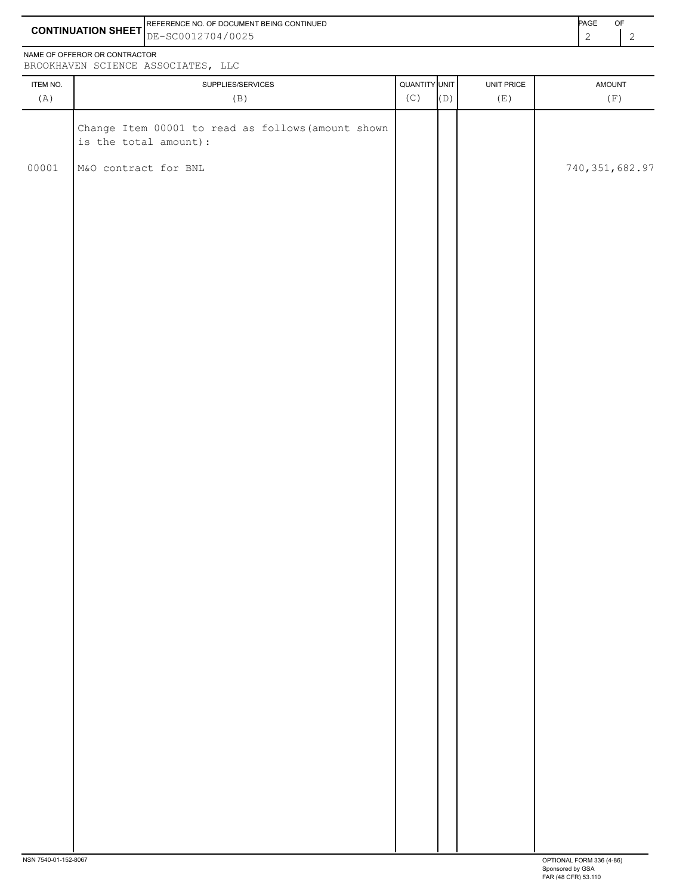**CONTINUATION SHEET**

REFERENCE NO. OF DOCUMENT BEING CONTINUED
DE-SC0012704/0025

NAME OF OFFEROR OR CONTRACTOR
BROOKHAVEN SCIENCE ASSOCIATES, LLC

| ITEM NO. (A) | SUPPLIES/SERVICES (B) | QUANTITY (C) | UNIT (D) | UNIT PRICE (E) | AMOUNT (F) |
|---|---|---|---|---|---|
| | Change Item 00001 to read as follows(amount shown is the total amount): | | | | |
| 00001 | M&O contract for BNL | | | | 740,351,682.97 |

NSN 7540-01-152-8067

OPTIONAL FORM 336 (4-86)
Sponsored by GSA
FAR (48 CFR) 53.110